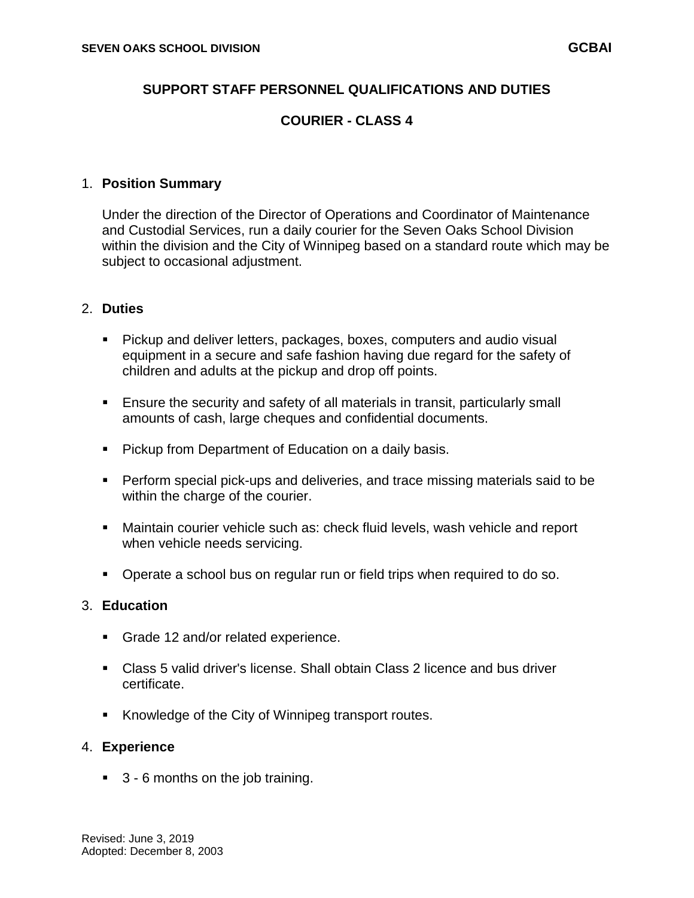SEVEN OAKS SCHOOL DIVISION **GCBAI**

## SUPPORT STAFF PERSONNEL QUALIFICATIONS AND DUTIES

## COURIER - CLASS 4

1. **Position Summary**

   Under the direction of the Director of Operations and Coordinator of Maintenance and Custodial Services, run a daily courier for the Seven Oaks School Division within the division and the City of Winnipeg based on a standard route which may be subject to occasional adjustment.

2. **Duties**

   - Pickup and deliver letters, packages, boxes, computers and audio visual equipment in a secure and safe fashion having due regard for the safety of children and adults at the pickup and drop off points.
   - Ensure the security and safety of all materials in transit, particularly small amounts of cash, large cheques and confidential documents.
   - Pickup from Department of Education on a daily basis.
   - Perform special pick-ups and deliveries, and trace missing materials said to be within the charge of the courier.
   - Maintain courier vehicle such as: check fluid levels, wash vehicle and report when vehicle needs servicing.
   - Operate a school bus on regular run or field trips when required to do so.

3. **Education**

   - Grade 12 and/or related experience.
   - Class 5 valid driver's license. Shall obtain Class 2 licence and bus driver certificate.
   - Knowledge of the City of Winnipeg transport routes.

4. **Experience**

   - 3 - 6 months on the job training.

Revised: June 3, 2019
Adopted: December 8, 2003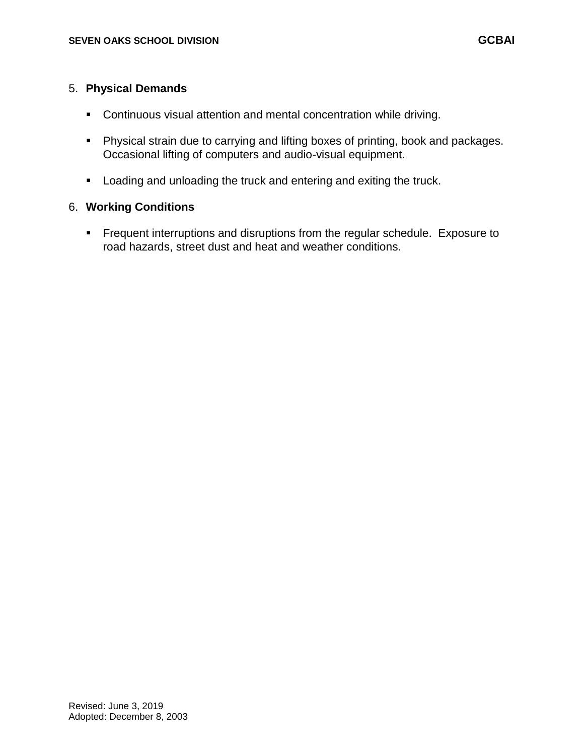5. **Physical Demands**

   - Continuous visual attention and mental concentration while driving.

   - Physical strain due to carrying and lifting boxes of printing, book and packages. Occasional lifting of computers and audio-visual equipment.

   - Loading and unloading the truck and entering and exiting the truck.

6. **Working Conditions**

   - Frequent interruptions and disruptions from the regular schedule. Exposure to road hazards, street dust and heat and weather conditions.

Revised: June 3, 2019
Adopted: December 8, 2003